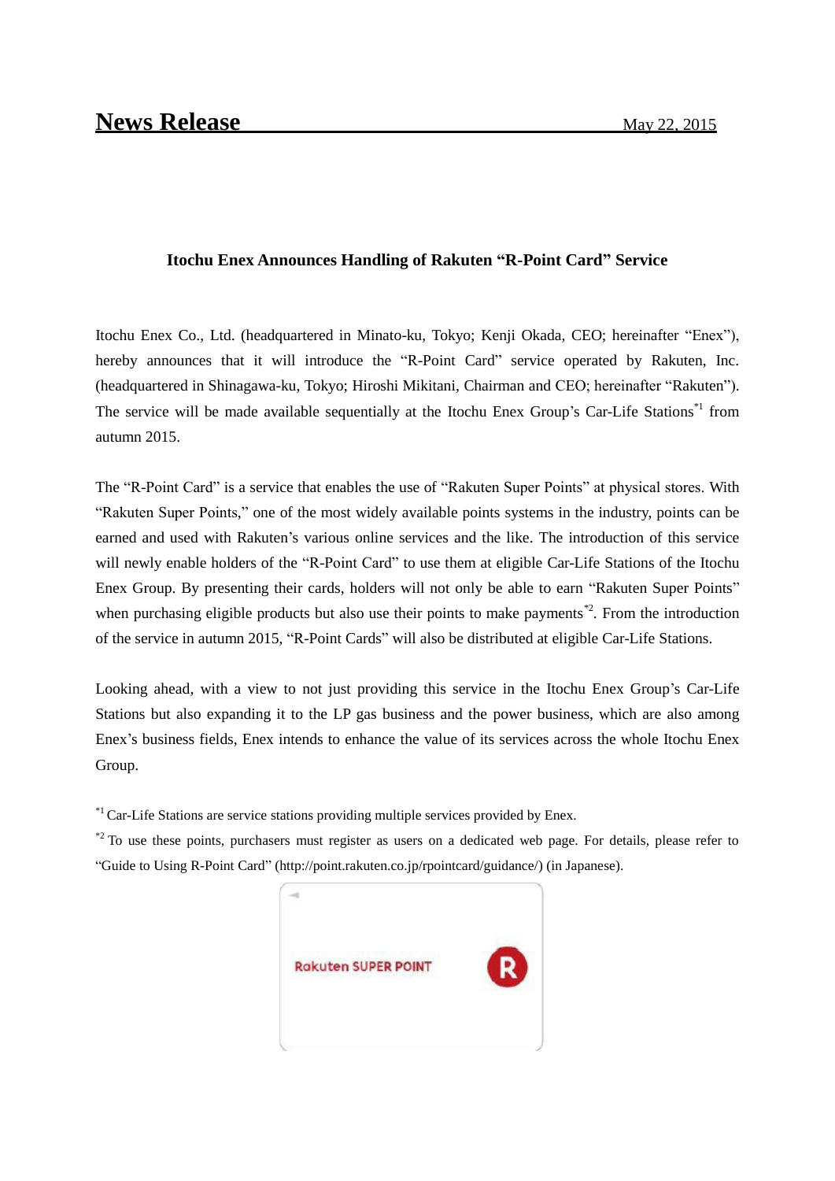# News Release

May 22, 2015

### Itochu Enex Announces Handling of Rakuten "R-Point Card" Service

Itochu Enex Co., Ltd. (headquartered in Minato-ku, Tokyo; Kenji Okada, CEO; hereinafter "Enex"), hereby announces that it will introduce the "R-Point Card" service operated by Rakuten, Inc. (headquartered in Shinagawa-ku, Tokyo; Hiroshi Mikitani, Chairman and CEO; hereinafter "Rakuten"). The service will be made available sequentially at the Itochu Enex Group's Car-Life Stations[*1] from autumn 2015.

The "R-Point Card" is a service that enables the use of "Rakuten Super Points" at physical stores. With "Rakuten Super Points," one of the most widely available points systems in the industry, points can be earned and used with Rakuten's various online services and the like. The introduction of this service will newly enable holders of the "R-Point Card" to use them at eligible Car-Life Stations of the Itochu Enex Group. By presenting their cards, holders will not only be able to earn "Rakuten Super Points" when purchasing eligible products but also use their points to make payments[*2]. From the introduction of the service in autumn 2015, "R-Point Cards" will also be distributed at eligible Car-Life Stations.

Looking ahead, with a view to not just providing this service in the Itochu Enex Group's Car-Life Stations but also expanding it to the LP gas business and the power business, which are also among Enex's business fields, Enex intends to enhance the value of its services across the whole Itochu Enex Group.

[*1] Car-Life Stations are service stations providing multiple services provided by Enex.

[*2] To use these points, purchasers must register as users on a dedicated web page. For details, please refer to "Guide to Using R-Point Card" (http://point.rakuten.co.jp/rpointcard/guidance/) (in Japanese).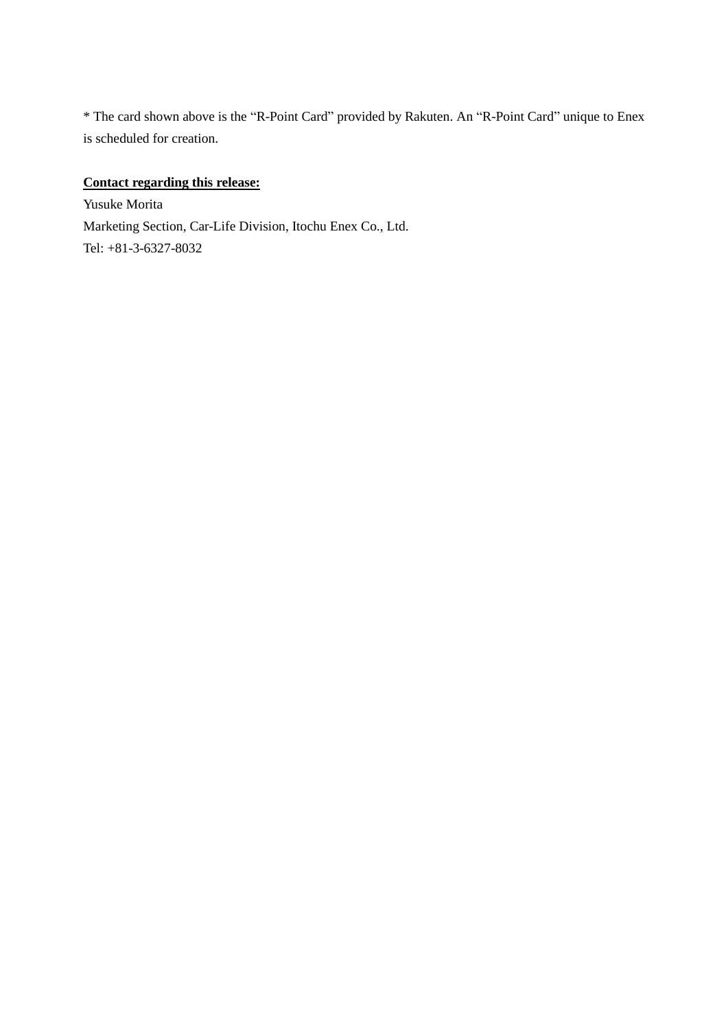* The card shown above is the “R-Point Card” provided by Rakuten. An “R-Point Card” unique to Enex is scheduled for creation.

**<u>Contact regarding this release:</u>**

Yusuke Morita  
Marketing Section, Car-Life Division, Itochu Enex Co., Ltd.  
Tel: +81-3-6327-8032